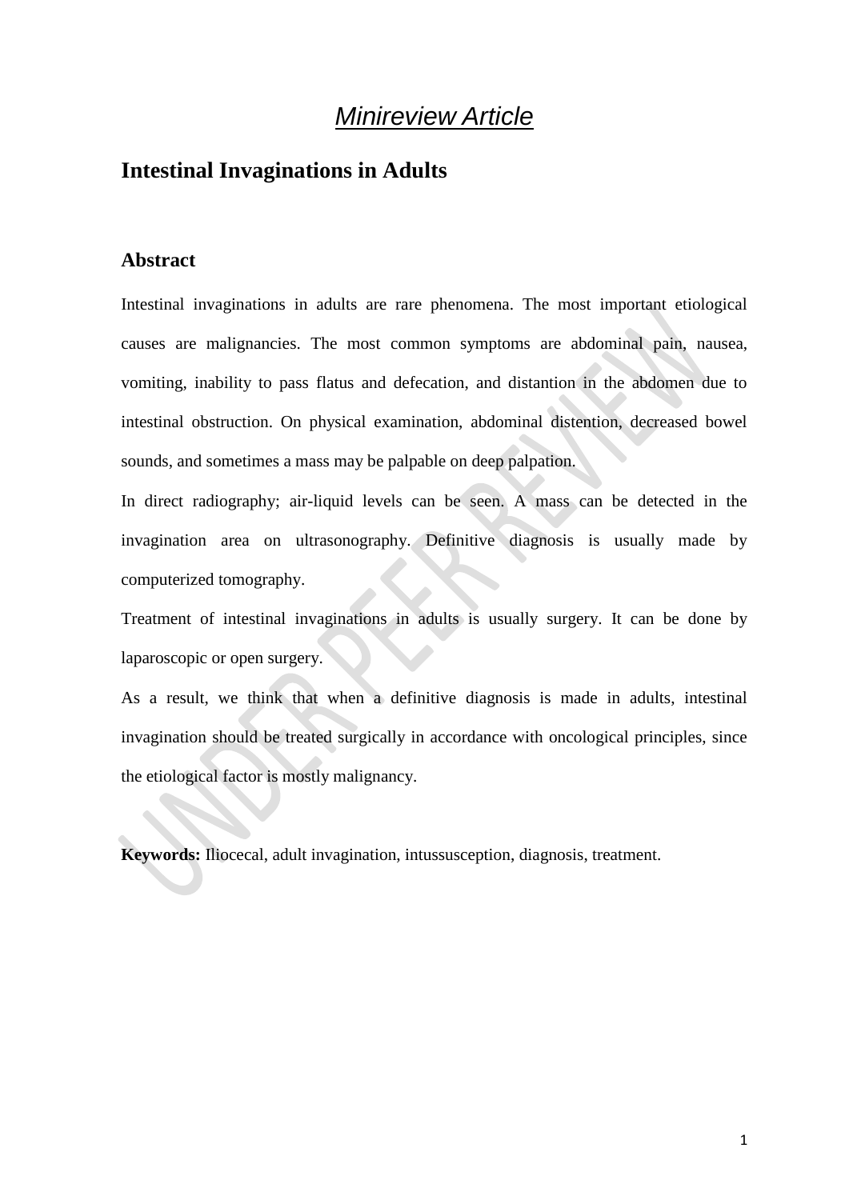*Minireview Article*

# Intestinal Invaginations in Adults

## Abstract

Intestinal invaginations in adults are rare phenomena. The most important etiological causes are malignancies. The most common symptoms are abdominal pain, nausea, vomiting, inability to pass flatus and defecation, and distantion in the abdomen due to intestinal obstruction. On physical examination, abdominal distention, decreased bowel sounds, and sometimes a mass may be palpable on deep palpation.

In direct radiography; air-liquid levels can be seen. A mass can be detected in the invagination area on ultrasonography. Definitive diagnosis is usually made by computerized tomography.

Treatment of intestinal invaginations in adults is usually surgery. It can be done by laparoscopic or open surgery.

As a result, we think that when a definitive diagnosis is made in adults, intestinal invagination should be treated surgically in accordance with oncological principles, since the etiological factor is mostly malignancy.

**Keywords:** Iliocecal, adult invagination, intussusception, diagnosis, treatment.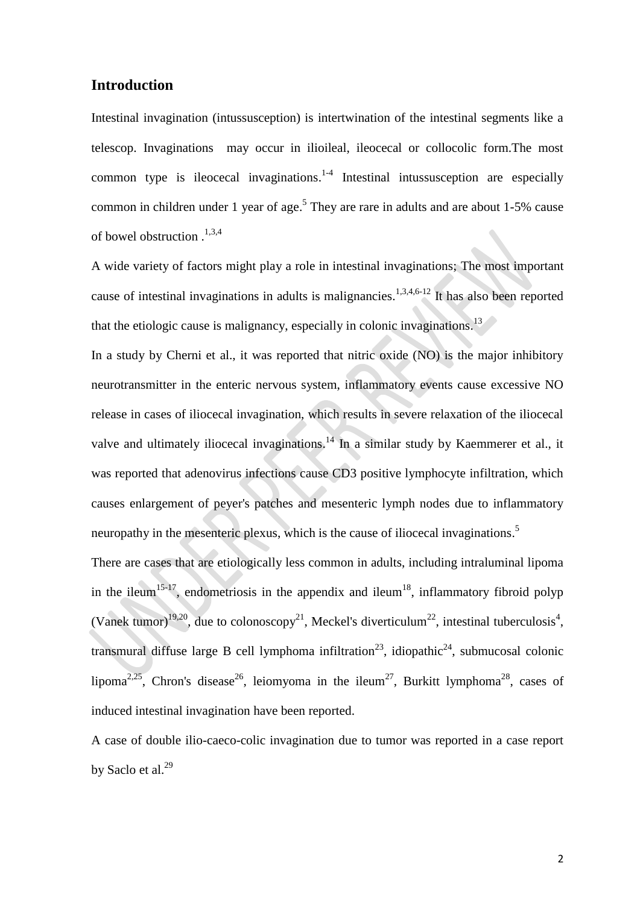## Introduction

Intestinal invagination (intussusception) is intertwination of the intestinal segments like a telescop. Invaginations may occur in ilioileal, ileocecal or collocolic form.The most common type is ileocecal invaginations.[1-4] Intestinal intussusception are especially common in children under 1 year of age.[5] They are rare in adults and are about 1-5% cause of bowel obstruction .[1,3,4]

A wide variety of factors might play a role in intestinal invaginations; The most important cause of intestinal invaginations in adults is malignancies.[1,3,4,6-12] It has also been reported that the etiologic cause is malignancy, especially in colonic invaginations.[13]

In a study by Cherni et al., it was reported that nitric oxide (NO) is the major inhibitory neurotransmitter in the enteric nervous system, inflammatory events cause excessive NO release in cases of iliocecal invagination, which results in severe relaxation of the iliocecal valve and ultimately iliocecal invaginations.[14] In a similar study by Kaemmerer et al., it was reported that adenovirus infections cause CD3 positive lymphocyte infiltration, which causes enlargement of peyer's patches and mesenteric lymph nodes due to inflammatory neuropathy in the mesenteric plexus, which is the cause of iliocecal invaginations.[5]

There are cases that are etiologically less common in adults, including intraluminal lipoma in the ileum[15-17], endometriosis in the appendix and ileum[18], inflammatory fibroid polyp (Vanek tumor)[19,20], due to colonoscopy[21], Meckel's diverticulum[22], intestinal tuberculosis[4], transmural diffuse large B cell lymphoma infiltration[23], idiopathic[24], submucosal colonic lipoma[2,25], Chron's disease[26], leiomyoma in the ileum[27], Burkitt lymphoma[28], cases of induced intestinal invagination have been reported.

A case of double ilio-caeco-colic invagination due to tumor was reported in a case report by Saclo et al.[29]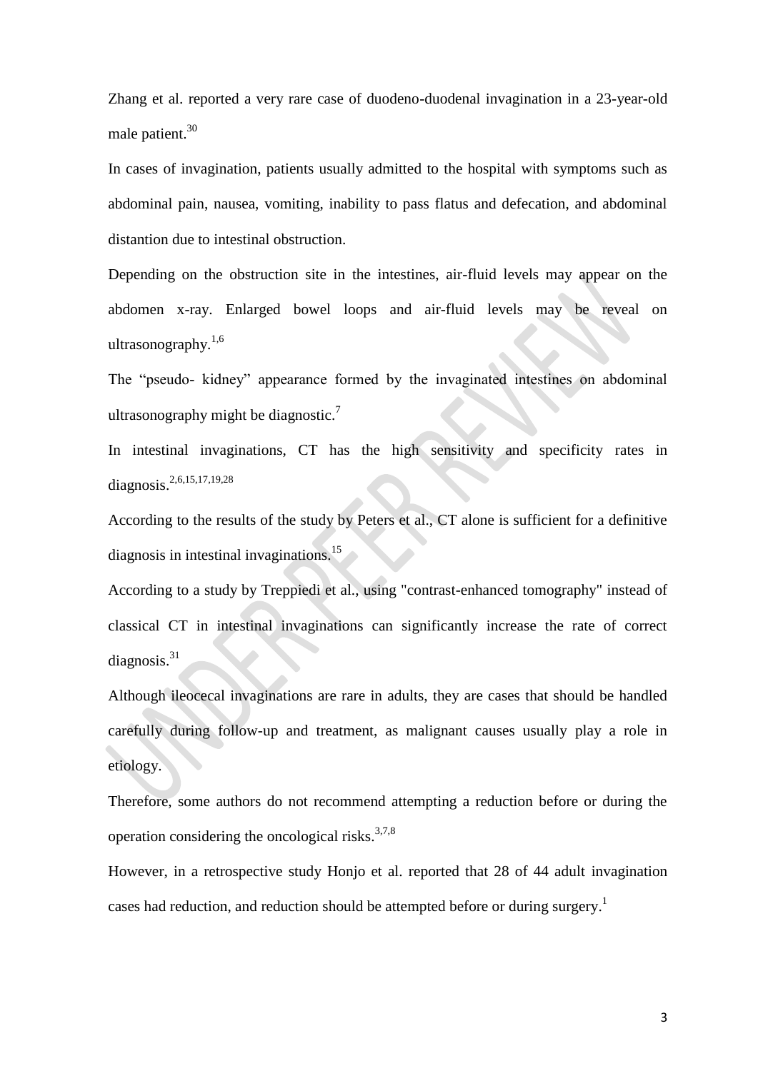Zhang et al. reported a very rare case of duodeno-duodenal invagination in a 23-year-old male patient.[30]

In cases of invagination, patients usually admitted to the hospital with symptoms such as abdominal pain, nausea, vomiting, inability to pass flatus and defecation, and abdominal distantion due to intestinal obstruction.

Depending on the obstruction site in the intestines, air-fluid levels may appear on the abdomen x-ray. Enlarged bowel loops and air-fluid levels may be reveal on ultrasonography.[1,6]

The "pseudo- kidney" appearance formed by the invaginated intestines on abdominal ultrasonography might be diagnostic.[7]

In intestinal invaginations, CT has the high sensitivity and specificity rates in diagnosis.[2,6,15,17,19,28]

According to the results of the study by Peters et al., CT alone is sufficient for a definitive diagnosis in intestinal invaginations.[15]

According to a study by Treppiedi et al., using "contrast-enhanced tomography" instead of classical CT in intestinal invaginations can significantly increase the rate of correct diagnosis.[31]

Although ileocecal invaginations are rare in adults, they are cases that should be handled carefully during follow-up and treatment, as malignant causes usually play a role in etiology.

Therefore, some authors do not recommend attempting a reduction before or during the operation considering the oncological risks.[3,7,8]

However, in a retrospective study Honjo et al. reported that 28 of 44 adult invagination cases had reduction, and reduction should be attempted before or during surgery.[1]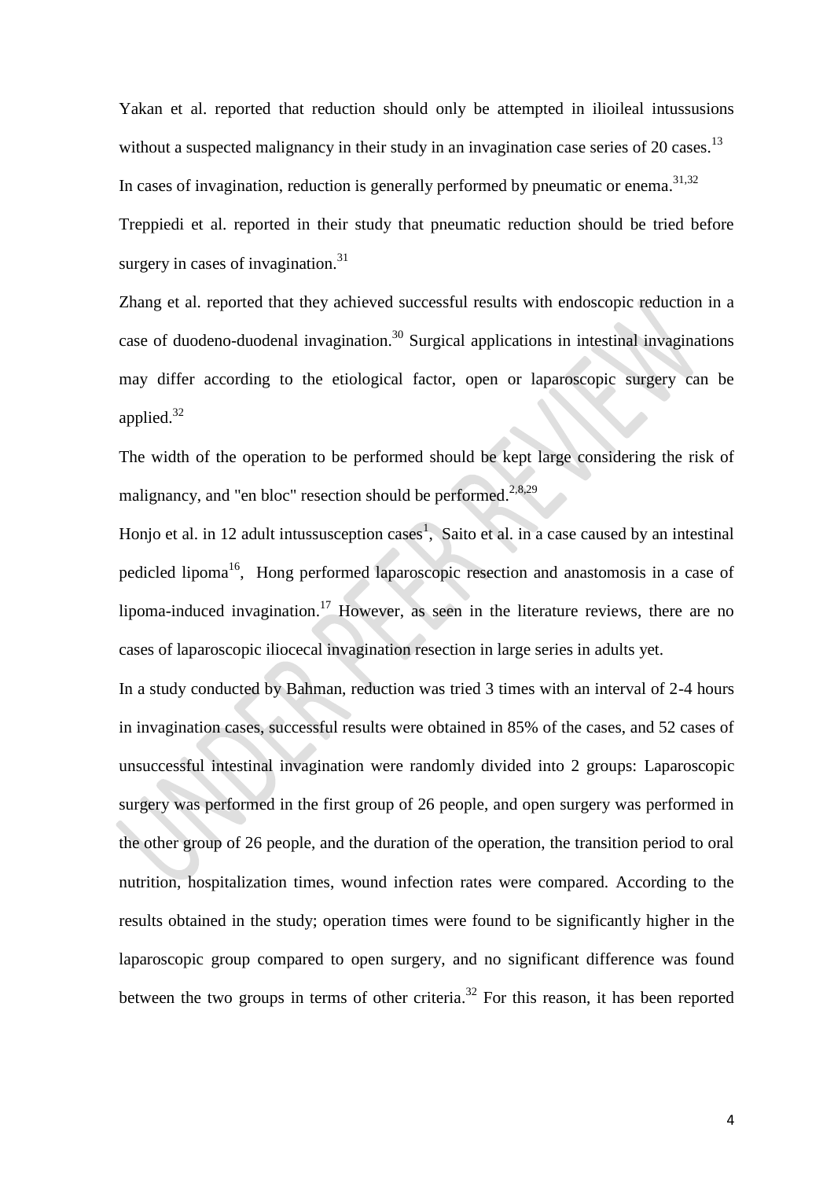Yakan et al. reported that reduction should only be attempted in ilioileal intussusions without a suspected malignancy in their study in an invagination case series of 20 cases.[13]

In cases of invagination, reduction is generally performed by pneumatic or enema.[31,32]

Treppiedi et al. reported in their study that pneumatic reduction should be tried before surgery in cases of invagination.[31]

Zhang et al. reported that they achieved successful results with endoscopic reduction in a case of duodeno-duodenal invagination.[30] Surgical applications in intestinal invaginations may differ according to the etiological factor, open or laparoscopic surgery can be applied.[32]

The width of the operation to be performed should be kept large considering the risk of malignancy, and "en bloc" resection should be performed.[2,8,29]

Honjo et al. in 12 adult intussusception cases[1], Saito et al. in a case caused by an intestinal pedicled lipoma[16], Hong performed laparoscopic resection and anastomosis in a case of lipoma-induced invagination.[17] However, as seen in the literature reviews, there are no cases of laparoscopic iliocecal invagination resection in large series in adults yet.

In a study conducted by Bahman, reduction was tried 3 times with an interval of 2-4 hours in invagination cases, successful results were obtained in 85% of the cases, and 52 cases of unsuccessful intestinal invagination were randomly divided into 2 groups: Laparoscopic surgery was performed in the first group of 26 people, and open surgery was performed in the other group of 26 people, and the duration of the operation, the transition period to oral nutrition, hospitalization times, wound infection rates were compared. According to the results obtained in the study; operation times were found to be significantly higher in the laparoscopic group compared to open surgery, and no significant difference was found between the two groups in terms of other criteria.[32] For this reason, it has been reported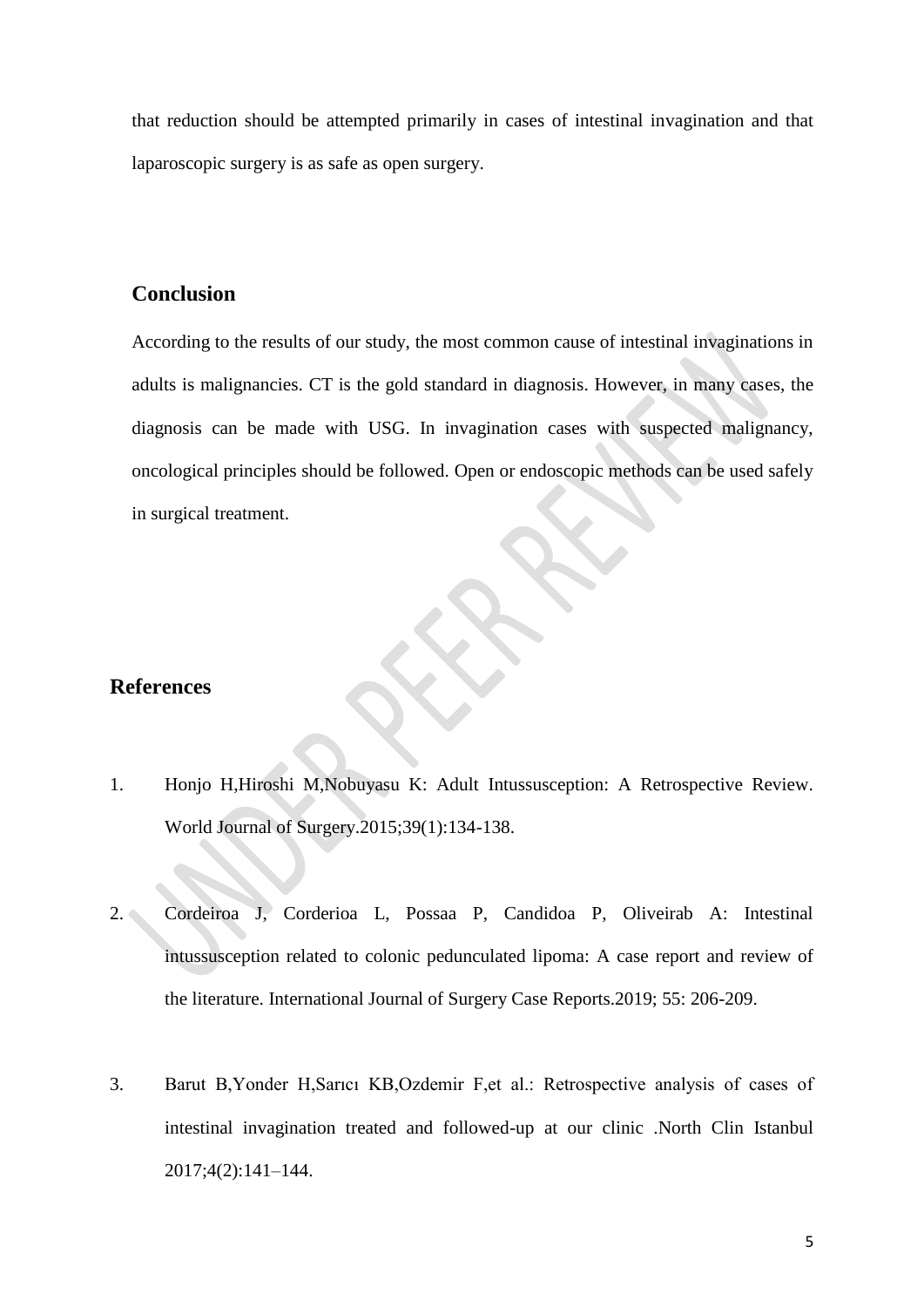that reduction should be attempted primarily in cases of intestinal invagination and that laparoscopic surgery is as safe as open surgery.

## Conclusion

According to the results of our study, the most common cause of intestinal invaginations in adults is malignancies. CT is the gold standard in diagnosis. However, in many cases, the diagnosis can be made with USG. In invagination cases with suspected malignancy, oncological principles should be followed. Open or endoscopic methods can be used safely in surgical treatment.

## References

1. Honjo H,Hiroshi M,Nobuyasu K: Adult Intussusception: A Retrospective Review. World Journal of Surgery.2015;39(1):134-138.

2. Cordeiroa J, Corderioa L, Possaa P, Candidoa P, Oliveirab A: Intestinal intussusception related to colonic pedunculated lipoma: A case report and review of the literature. International Journal of Surgery Case Reports.2019; 55: 206-209.

3. Barut B,Yonder H,Sarıcı KB,Ozdemir F,et al.: Retrospective analysis of cases of intestinal invagination treated and followed-up at our clinic .North Clin Istanbul 2017;4(2):141–144.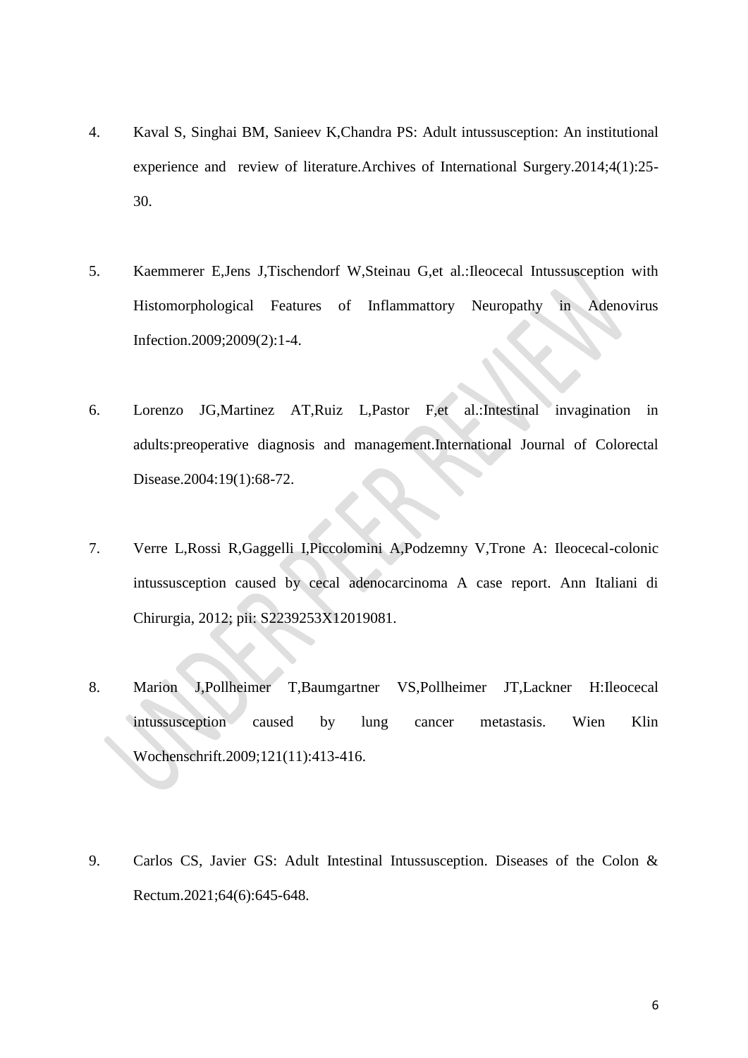4. Kaval S, Singhai BM, Sanieev K,Chandra PS: Adult intussusception: An institutional experience and review of literature.Archives of International Surgery.2014;4(1):25-30.

5. Kaemmerer E,Jens J,Tischendorf W,Steinau G,et al.:Ileocecal Intussusception with Histomorphological Features of Inflammattory Neuropathy in Adenovirus Infection.2009;2009(2):1-4.

6. Lorenzo JG,Martinez AT,Ruiz L,Pastor F,et al.:Intestinal invagination in adults:preoperative diagnosis and management.International Journal of Colorectal Disease.2004:19(1):68-72.

7. Verre L,Rossi R,Gaggelli I,Piccolomini A,Podzemny V,Trone A: Ileocecal-colonic intussusception caused by cecal adenocarcinoma A case report. Ann Italiani di Chirurgia, 2012; pii: S2239253X12019081.

8. Marion J,Pollheimer T,Baumgartner VS,Pollheimer JT,Lackner H:Ileocecal intussusception caused by lung cancer metastasis. Wien Klin Wochenschrift.2009;121(11):413-416.

9. Carlos CS, Javier GS: Adult Intestinal Intussusception. Diseases of the Colon & Rectum.2021;64(6):645-648.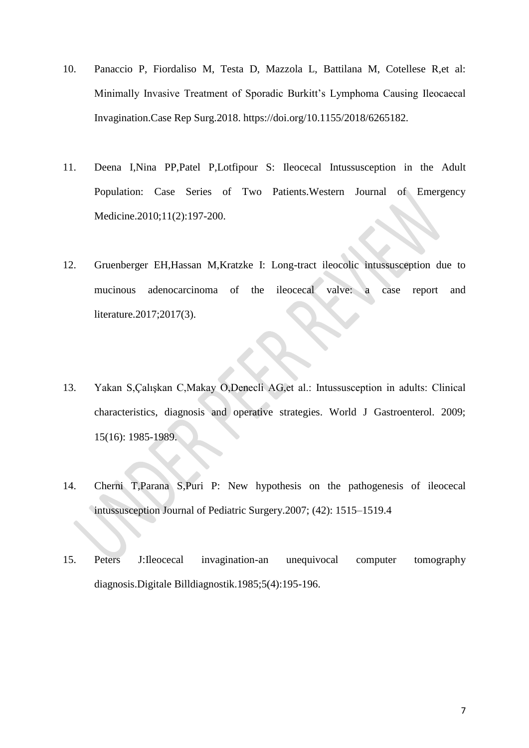10. Panaccio P, Fiordaliso M, Testa D, Mazzola L, Battilana M, Cotellese R,et al: Minimally Invasive Treatment of Sporadic Burkitt's Lymphoma Causing Ileocaecal Invagination.Case Rep Surg.2018. https://doi.org/10.1155/2018/6265182.

11. Deena I,Nina PP,Patel P,Lotfipour S: Ileocecal Intussusception in the Adult Population: Case Series of Two Patients.Western Journal of Emergency Medicine.2010;11(2):197-200.

12. Gruenberger EH,Hassan M,Kratzke I: Long-tract ileocolic intussusception due to mucinous adenocarcinoma of the ileocecal valve: a case report and literature.2017;2017(3).

13. Yakan S,Çalışkan C,Makay O,Denecli AG,et al.: Intussusception in adults: Clinical characteristics, diagnosis and operative strategies. World J Gastroenterol. 2009; 15(16): 1985-1989.

14. Cherni T,Parana S,Puri P: New hypothesis on the pathogenesis of ileocecal intussusception Journal of Pediatric Surgery.2007; (42): 1515–1519.4

15. Peters J:Ileocecal invagination-an unequivocal computer tomography diagnosis.Digitale Billdiagnostik.1985;5(4):195-196.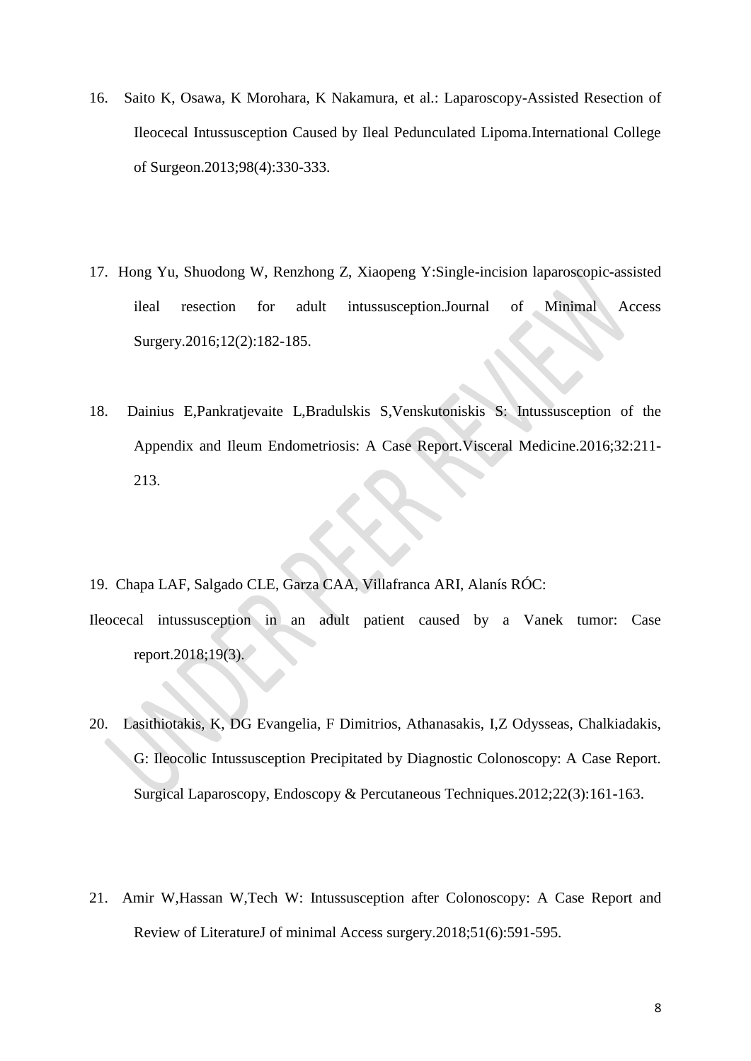16. Saito K, Osawa, K Morohara, K Nakamura, et al.: Laparoscopy-Assisted Resection of Ileocecal Intussusception Caused by Ileal Pedunculated Lipoma.International College of Surgeon.2013;98(4):330-333.

17. Hong Yu, Shuodong W, Renzhong Z, Xiaopeng Y:Single-incision laparoscopic-assisted ileal resection for adult intussusception.Journal of Minimal Access Surgery.2016;12(2):182-185.

18. Dainius E,Pankratjevaite L,Bradulskis S,Venskutoniskis S: Intussusception of the Appendix and Ileum Endometriosis: A Case Report.Visceral Medicine.2016;32:211-213.

19. Chapa LAF, Salgado CLE, Garza CAA, Villafranca ARI, Alanís RÓC: Ileocecal intussusception in an adult patient caused by a Vanek tumor: Case report.2018;19(3).

20. Lasithiotakis, K, DG Evangelia, F Dimitrios, Athanasakis, I,Z Odysseas, Chalkiadakis, G: Ileocolic Intussusception Precipitated by Diagnostic Colonoscopy: A Case Report. Surgical Laparoscopy, Endoscopy & Percutaneous Techniques.2012;22(3):161-163.

21. Amir W,Hassan W,Tech W: Intussusception after Colonoscopy: A Case Report and Review of LiteratureJ of minimal Access surgery.2018;51(6):591-595.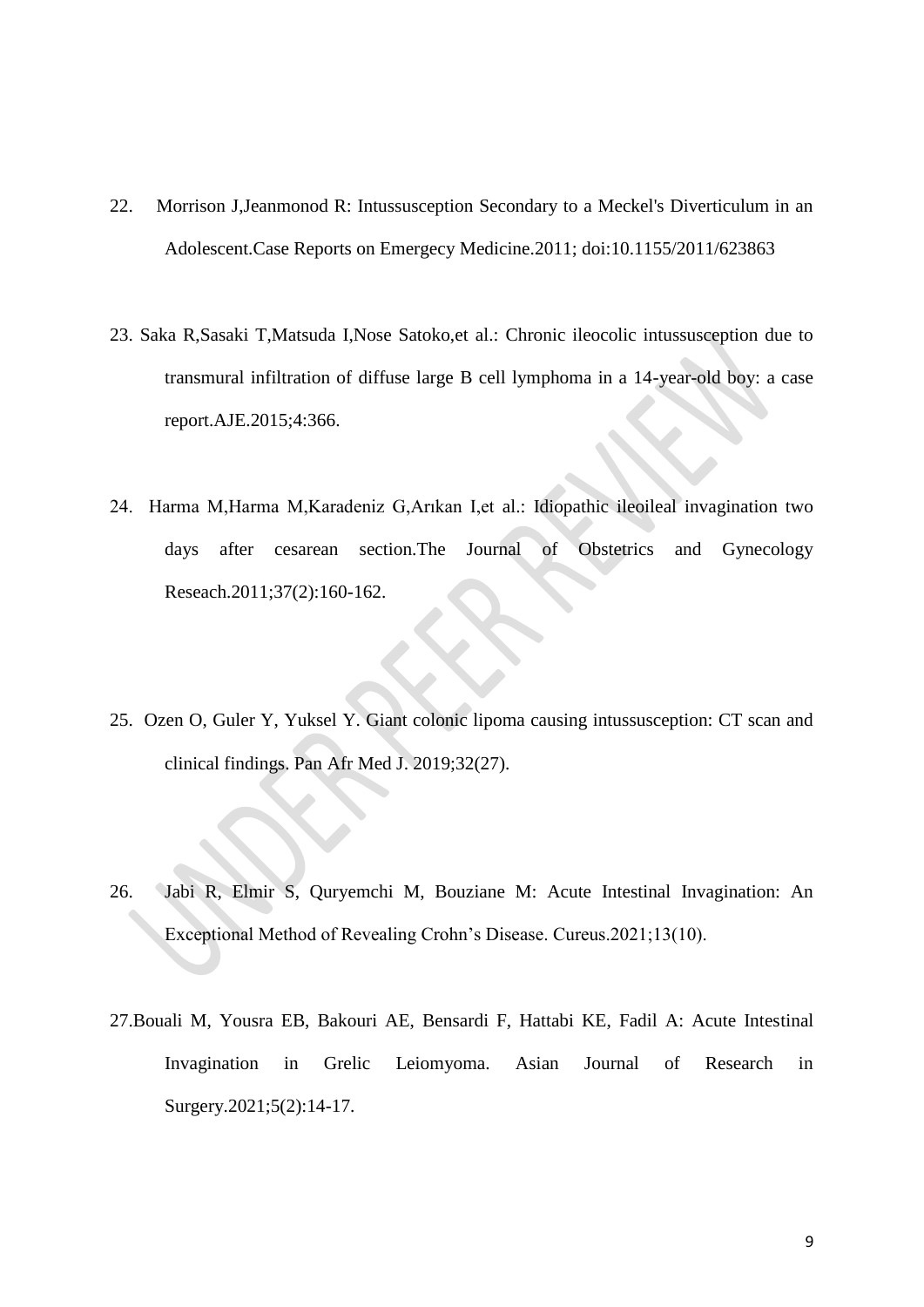22. Morrison J,Jeanmonod R: Intussusception Secondary to a Meckel's Diverticulum in an Adolescent.Case Reports on Emergecy Medicine.2011; doi:10.1155/2011/623863

23. Saka R,Sasaki T,Matsuda I,Nose Satoko,et al.: Chronic ileocolic intussusception due to transmural infiltration of diffuse large B cell lymphoma in a 14-year-old boy: a case report.AJE.2015;4:366.

24. Harma M,Harma M,Karadeniz G,Arıkan I,et al.: Idiopathic ileoileal invagination two days after cesarean section.The Journal of Obstetrics and Gynecology Reseach.2011;37(2):160-162.

25. Ozen O, Guler Y, Yuksel Y. Giant colonic lipoma causing intussusception: CT scan and clinical findings. Pan Afr Med J. 2019;32(27).

26. Jabi R, Elmir S, Quryemchi M, Bouziane M: Acute Intestinal Invagination: An Exceptional Method of Revealing Crohn's Disease. Cureus.2021;13(10).

27. Bouali M, Yousra EB, Bakouri AE, Bensardi F, Hattabi KE, Fadil A: Acute Intestinal Invagination in Grelic Leiomyoma. Asian Journal of Research in Surgery.2021;5(2):14-17.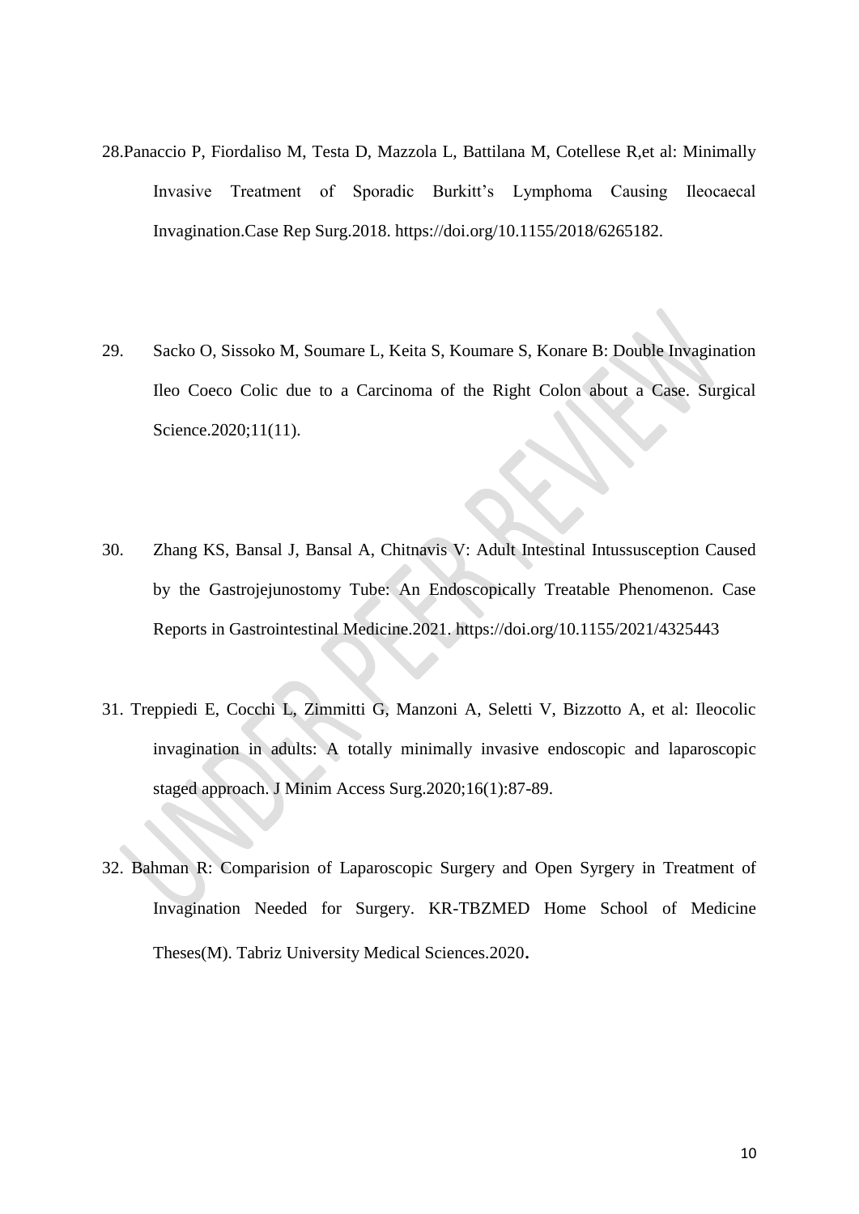28.Panaccio P, Fiordaliso M, Testa D, Mazzola L, Battilana M, Cotellese R,et al: Minimally Invasive Treatment of Sporadic Burkitt's Lymphoma Causing Ileocaecal Invagination.Case Rep Surg.2018. https://doi.org/10.1155/2018/6265182.

29. Sacko O, Sissoko M, Soumare L, Keita S, Koumare S, Konare B: Double Invagination Ileo Coeco Colic due to a Carcinoma of the Right Colon about a Case. Surgical Science.2020;11(11).

30. Zhang KS, Bansal J, Bansal A, Chitnavis V: Adult Intestinal Intussusception Caused by the Gastrojejunostomy Tube: An Endoscopically Treatable Phenomenon. Case Reports in Gastrointestinal Medicine.2021. https://doi.org/10.1155/2021/4325443

31. Treppiedi E, Cocchi L, Zimmitti G, Manzoni A, Seletti V, Bizzotto A, et al: Ileocolic invagination in adults: A totally minimally invasive endoscopic and laparoscopic staged approach. J Minim Access Surg.2020;16(1):87-89.

32. Bahman R: Comparision of Laparoscopic Surgery and Open Syrgery in Treatment of Invagination Needed for Surgery. KR-TBZMED Home School of Medicine Theses(M). Tabriz University Medical Sciences.2020.